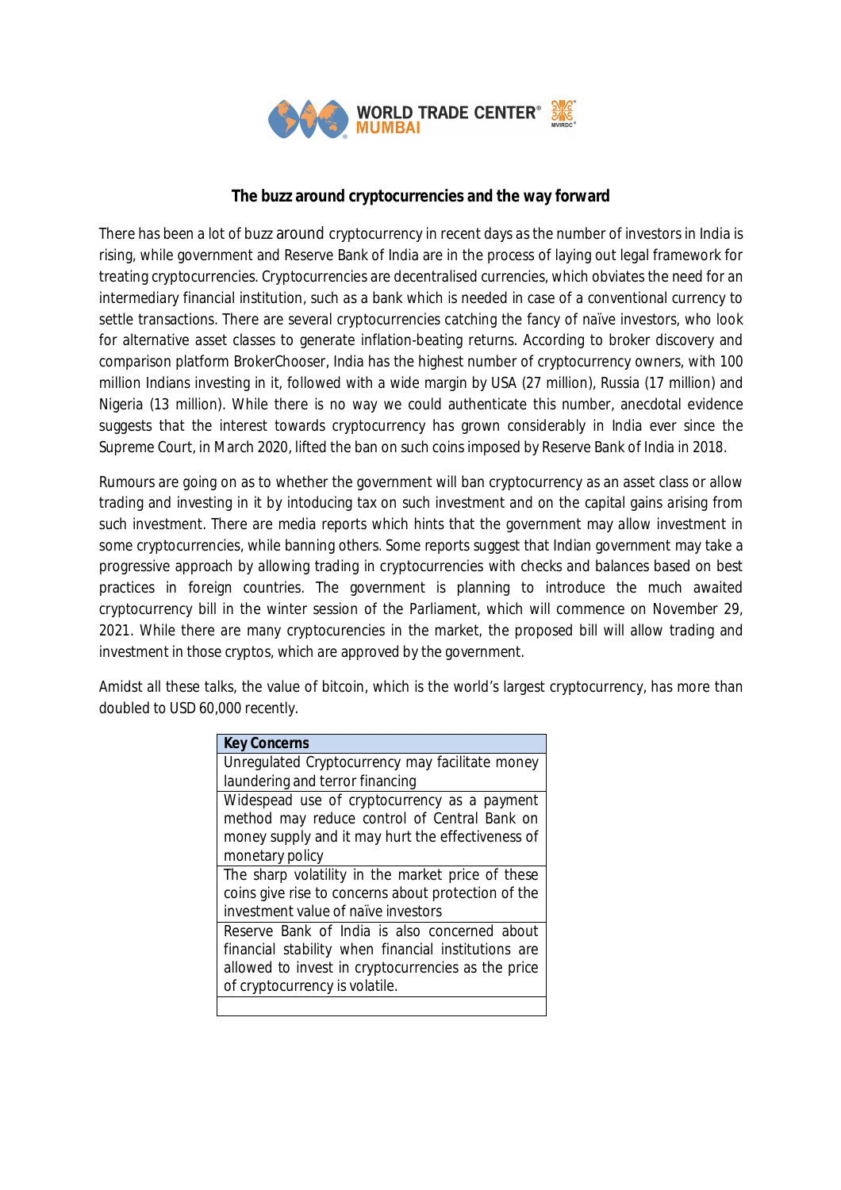# The buzz around cryptocurrencies and the way forward

There has been a lot of buzz around cryptocurrency in recent days as the number of investors in India is rising, while government and Reserve Bank of India are in the process of laying out legal framework for treating cryptocurrencies. Cryptocurrencies are decentralised currencies, which obviates the need for an intermediary financial institution, such as a bank which is needed in case of a conventional currency to settle transactions. There are several cryptocurrencies catching the fancy of naïve investors, who look for alternative asset classes to generate inflation-beating returns. According to broker discovery and comparison platform BrokerChooser, India has the highest number of cryptocurrency owners, with 100 million Indians investing in it, followed with a wide margin by USA (27 million), Russia (17 million) and Nigeria (13 million). While there is no way we could authenticate this number, anecdotal evidence suggests that the interest towards cryptocurrency has grown considerably in India ever since the Supreme Court, in March 2020, lifted the ban on such coins imposed by Reserve Bank of India in 2018.

Rumours are going on as to whether the government will ban cryptocurrency as an asset class or allow trading and investing in it by intoducing tax on such investment and on the capital gains arising from such investment. There are media reports which hints that the government may allow investment in some cryptocurrencies, while banning others. Some reports suggest that Indian government may take a progressive approach by allowing trading in cryptocurrencies with checks and balances based on best practices in foreign countries. The government is planning to introduce the much awaited cryptocurrency bill in the winter session of the Parliament, which will commence on November 29, 2021. While there are many cryptocurencies in the market, the proposed bill will allow trading and investment in those cryptos, which are approved by the government.

Amidst all these talks, the value of bitcoin, which is the world's largest cryptocurrency, has more than doubled to USD 60,000 recently.

| Key Concerns |
| --- |
| Unregulated Cryptocurrency may facilitate money laundering and terror financing |
| Widespead use of cryptocurrency as a payment method may reduce control of Central Bank on money supply and it may hurt the effectiveness of monetary policy |
| The sharp volatility in the market price of these coins give rise to concerns about protection of the investment value of naïve investors |
| Reserve Bank of India is also concerned about financial stability when financial institutions are allowed to invest in cryptocurrencies as the price of cryptocurrency is volatile. |
| |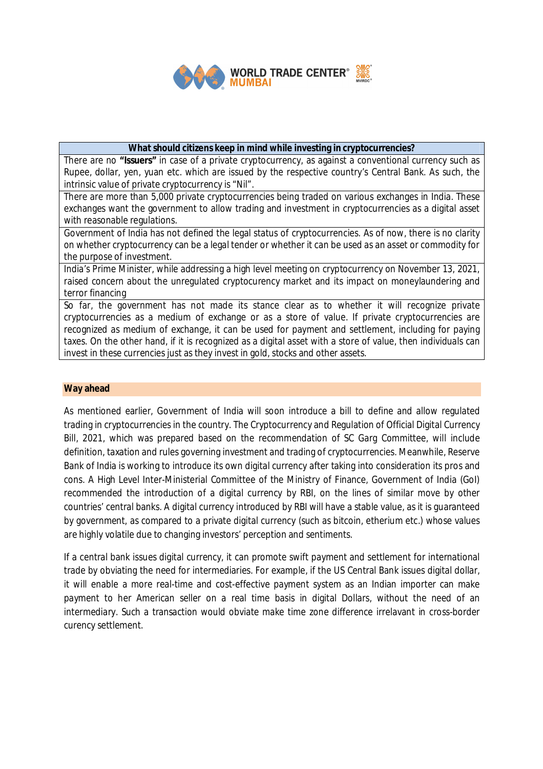| What should citizens keep in mind while investing in cryptocurrencies? |
|---|
| There are no **"Issuers"** in case of a private cryptocurrency, as against a conventional currency such as Rupee, dollar, yen, yuan etc. which are issued by the respective country's Central Bank. As such, the intrinsic value of private cryptocurrency is "Nil". |
| There are more than 5,000 private cryptocurrencies being traded on various exchanges in India. These exchanges want the government to allow trading and investment in cryptocurrencies as a digital asset with reasonable regulations. |
| Government of India has not defined the legal status of cryptocurrencies. As of now, there is no clarity on whether cryptocurrency can be a legal tender or whether it can be used as an asset or commodity for the purpose of investment. |
| India's Prime Minister, while addressing a high level meeting on cryptocurrency on November 13, 2021, raised concern about the unregulated cryptocurency market and its impact on moneylaundering and terror financing |
| So far, the government has not made its stance clear as to whether it will recognize private cryptocurrencies as a medium of exchange or as a store of value. If private cryptocurrencies are recognized as medium of exchange, it can be used for payment and settlement, including for paying taxes. On the other hand, if it is recognized as a digital asset with a store of value, then individuals can invest in these currencies just as they invest in gold, stocks and other assets. |

## Way ahead

As mentioned earlier, Government of India will soon introduce a bill to define and allow regulated trading in cryptocurrencies in the country. The Cryptocurrency and Regulation of Official Digital Currency Bill, 2021, which was prepared based on the recommendation of SC Garg Committee, will include definition, taxation and rules governing investment and trading of cryptocurrencies. Meanwhile, Reserve Bank of India is working to introduce its own digital currency after taking into consideration its pros and cons. A High Level Inter-Ministerial Committee of the Ministry of Finance, Government of India (GoI) recommended the introduction of a digital currency by RBI, on the lines of similar move by other countries' central banks. A digital currency introduced by RBI will have a stable value, as it is guaranteed by government, as compared to a private digital currency (such as bitcoin, etherium etc.) whose values are highly volatile due to changing investors' perception and sentiments.

If a central bank issues digital currency, it can promote swift payment and settlement for international trade by obviating the need for intermediaries. For example, if the US Central Bank issues digital dollar, it will enable a more real-time and cost-effective payment system as an Indian importer can make payment to her American seller on a real time basis in digital Dollars, without the need of an intermediary. Such a transaction would obviate make time zone difference irrelavant in cross-border curency settlement.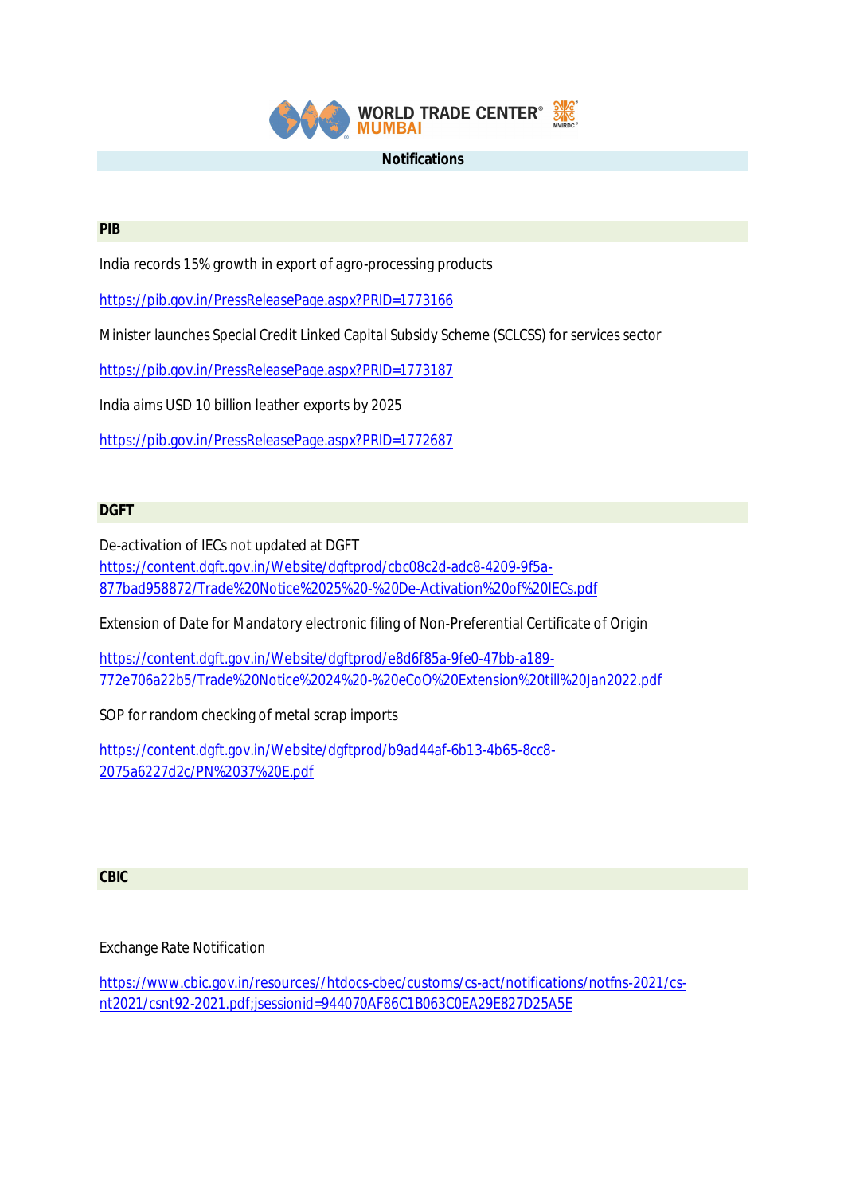## Notifications

### PIB

India records 15% growth in export of agro-processing products

https://pib.gov.in/PressReleasePage.aspx?PRID=1773166

Minister launches Special Credit Linked Capital Subsidy Scheme (SCLCSS) for services sector

https://pib.gov.in/PressReleasePage.aspx?PRID=1773187

India aims USD 10 billion leather exports by 2025

https://pib.gov.in/PressReleasePage.aspx?PRID=1772687

### DGFT

De-activation of IECs not updated at DGFT
https://content.dgft.gov.in/Website/dgftprod/cbc08c2d-adc8-4209-9f5a-877bad958872/Trade%20Notice%2025%20-%20De-Activation%20of%20IECs.pdf

Extension of Date for Mandatory electronic filing of Non-Preferential Certificate of Origin

https://content.dgft.gov.in/Website/dgftprod/e8d6f85a-9fe0-47bb-a189-772e706a22b5/Trade%20Notice%2024%20-%20eCoO%20Extension%20till%20Jan2022.pdf

SOP for random checking of metal scrap imports

https://content.dgft.gov.in/Website/dgftprod/b9ad44af-6b13-4b65-8cc8-2075a6227d2c/PN%2037%20E.pdf

### CBIC

Exchange Rate Notification

https://www.cbic.gov.in/resources//htdocs-cbec/customs/cs-act/notifications/notfns-2021/cs-nt2021/csnt92-2021.pdf;jsessionid=944070AF86C1B063C0EA29E827D25A5E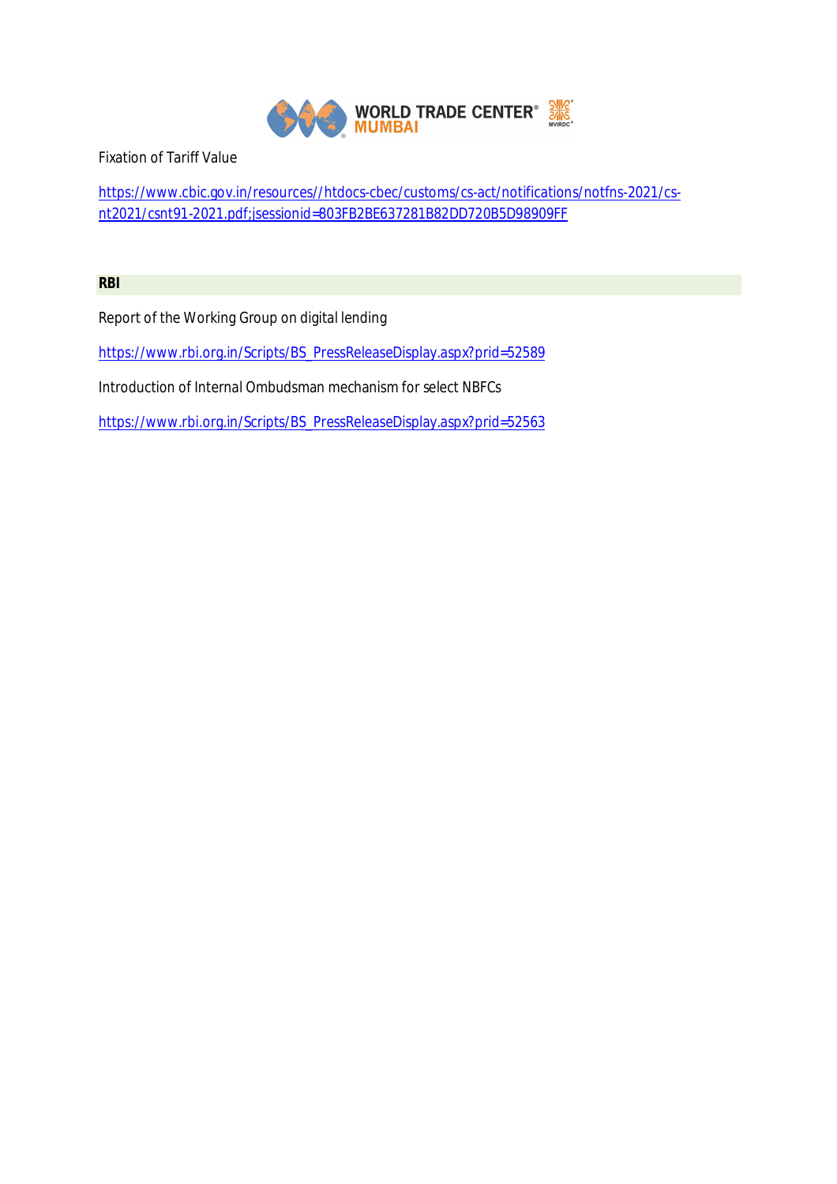Fixation of Tariff Value

https://www.cbic.gov.in/resources//htdocs-cbec/customs/cs-act/notifications/notfns-2021/cs-nt2021/csnt91-2021.pdf;jsessionid=803FB2BE637281B82DD720B5D98909FF

**RBI**

Report of the Working Group on digital lending

https://www.rbi.org.in/Scripts/BS_PressReleaseDisplay.aspx?prid=52589

Introduction of Internal Ombudsman mechanism for select NBFCs

https://www.rbi.org.in/Scripts/BS_PressReleaseDisplay.aspx?prid=52563